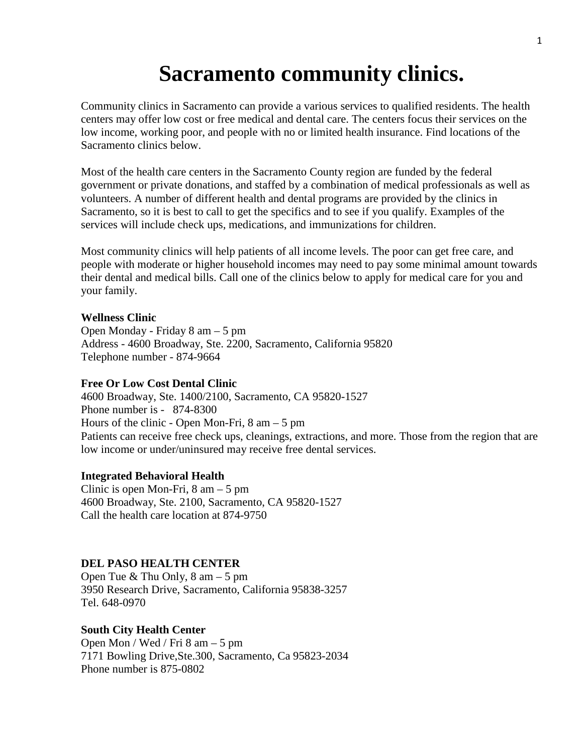# Sacramento community clinics.

Community clinics in Sacramento can provide a various services to qualified residents. The health centers may offer low cost or free medical and dental care. The centers focus their services on the low income, working poor, and people with no or limited health insurance. Find locations of the Sacramento clinics below.

Most of the health care centers in the Sacramento County region are funded by the federal government or private donations, and staffed by a combination of medical professionals as well as volunteers. A number of different health and dental programs are provided by the clinics in Sacramento, so it is best to call to get the specifics and to see if you qualify. Examples of the services will include check ups, medications, and immunizations for children.

Most community clinics will help patients of all income levels. The poor can get free care, and people with moderate or higher household incomes may need to pay some minimal amount towards their dental and medical bills. Call one of the clinics below to apply for medical care for you and your family.

**Wellness Clinic**
Open Monday - Friday 8 am – 5 pm
Address - 4600 Broadway, Ste. 2200, Sacramento, California 95820
Telephone number - 874-9664

**Free Or Low Cost Dental Clinic**
4600 Broadway, Ste. 1400/2100, Sacramento, CA 95820-1527
Phone number is - 874-8300
Hours of the clinic - Open Mon-Fri, 8 am – 5 pm
Patients can receive free check ups, cleanings, extractions, and more. Those from the region that are low income or under/uninsured may receive free dental services.

**Integrated Behavioral Health**
Clinic is open Mon-Fri, 8 am – 5 pm
4600 Broadway, Ste. 2100, Sacramento, CA 95820-1527
Call the health care location at 874-9750

**DEL PASO HEALTH CENTER**
Open Tue & Thu Only, 8 am – 5 pm
3950 Research Drive, Sacramento, California 95838-3257
Tel. 648-0970

**South City Health Center**
Open Mon / Wed / Fri 8 am – 5 pm
7171 Bowling Drive,Ste.300, Sacramento, Ca 95823-2034
Phone number is 875-0802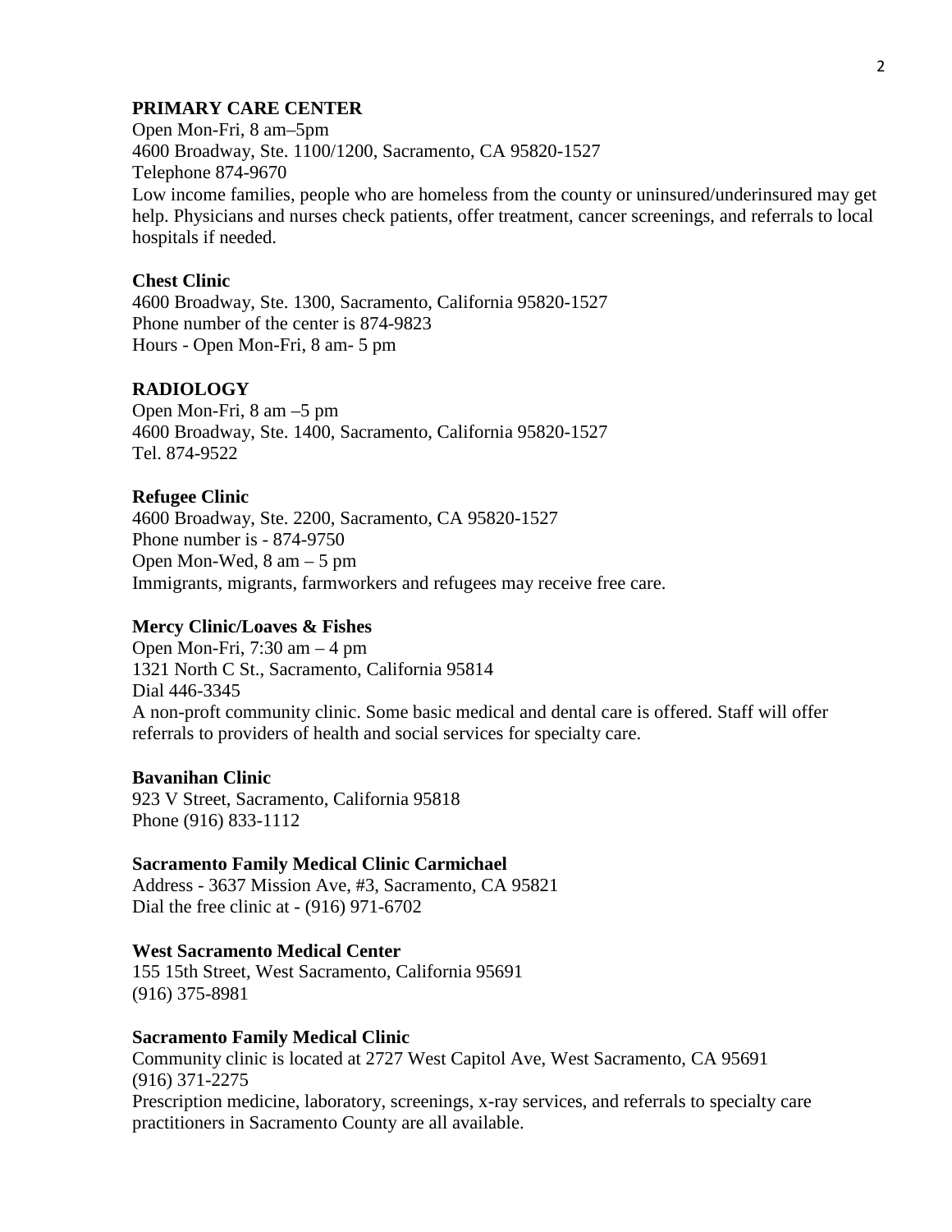**PRIMARY CARE CENTER**

Open Mon-Fri, 8 am–5pm
4600 Broadway, Ste. 1100/1200, Sacramento, CA 95820-1527
Telephone 874-9670
Low income families, people who are homeless from the county or uninsured/underinsured may get help. Physicians and nurses check patients, offer treatment, cancer screenings, and referrals to local hospitals if needed.

**Chest Clinic**

4600 Broadway, Ste. 1300, Sacramento, California 95820-1527
Phone number of the center is 874-9823
Hours - Open Mon-Fri, 8 am- 5 pm

**RADIOLOGY**

Open Mon-Fri, 8 am –5 pm
4600 Broadway, Ste. 1400, Sacramento, California 95820-1527
Tel. 874-9522

**Refugee Clinic**

4600 Broadway, Ste. 2200, Sacramento, CA 95820-1527
Phone number is - 874-9750
Open Mon-Wed, 8 am – 5 pm
Immigrants, migrants, farmworkers and refugees may receive free care.

**Mercy Clinic/Loaves & Fishes**

Open Mon-Fri, 7:30 am – 4 pm
1321 North C St., Sacramento, California 95814
Dial 446-3345
A non-proft community clinic. Some basic medical and dental care is offered. Staff will offer referrals to providers of health and social services for specialty care.

**Bavanihan Clinic**

923 V Street, Sacramento, California 95818
Phone (916) 833-1112

**Sacramento Family Medical Clinic Carmichael**

Address - 3637 Mission Ave, #3, Sacramento, CA 95821
Dial the free clinic at - (916) 971-6702

**West Sacramento Medical Center**

155 15th Street, West Sacramento, California 95691
(916) 375-8981

**Sacramento Family Medical Clinic**

Community clinic is located at 2727 West Capitol Ave, West Sacramento, CA 95691
(916) 371-2275
Prescription medicine, laboratory, screenings, x-ray services, and referrals to specialty care practitioners in Sacramento County are all available.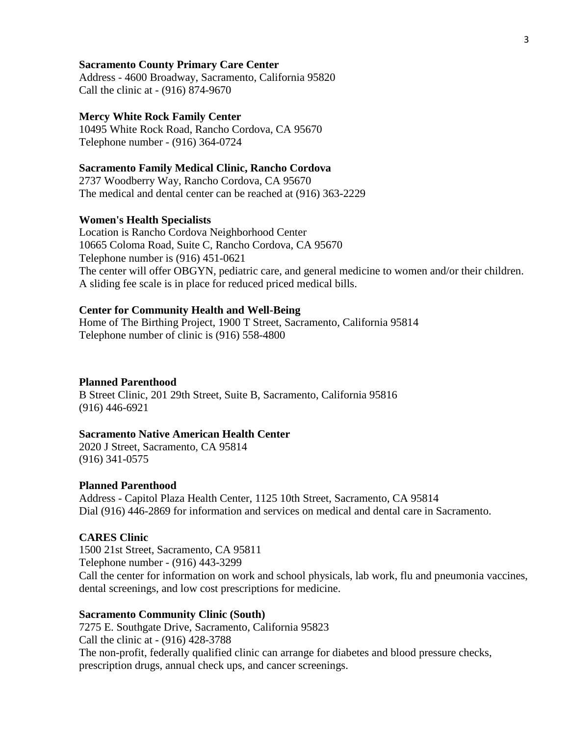**Sacramento County Primary Care Center**
Address - 4600 Broadway, Sacramento, California 95820
Call the clinic at - (916) 874-9670

**Mercy White Rock Family Center**
10495 White Rock Road, Rancho Cordova, CA 95670
Telephone number - (916) 364-0724

**Sacramento Family Medical Clinic, Rancho Cordova**
2737 Woodberry Way, Rancho Cordova, CA 95670
The medical and dental center can be reached at (916) 363-2229

**Women's Health Specialists**
Location is Rancho Cordova Neighborhood Center
10665 Coloma Road, Suite C, Rancho Cordova, CA 95670
Telephone number is (916) 451-0621
The center will offer OBGYN, pediatric care, and general medicine to women and/or their children. A sliding fee scale is in place for reduced priced medical bills.

**Center for Community Health and Well-Being**
Home of The Birthing Project, 1900 T Street, Sacramento, California 95814
Telephone number of clinic is (916) 558-4800

**Planned Parenthood**
B Street Clinic, 201 29th Street, Suite B, Sacramento, California 95816
(916) 446-6921

**Sacramento Native American Health Center**
2020 J Street, Sacramento, CA 95814
(916) 341-0575

**Planned Parenthood**
Address - Capitol Plaza Health Center, 1125 10th Street, Sacramento, CA 95814
Dial (916) 446-2869 for information and services on medical and dental care in Sacramento.

**CARES Clinic**
1500 21st Street, Sacramento, CA 95811
Telephone number - (916) 443-3299
Call the center for information on work and school physicals, lab work, flu and pneumonia vaccines, dental screenings, and low cost prescriptions for medicine.

**Sacramento Community Clinic (South)**
7275 E. Southgate Drive, Sacramento, California 95823
Call the clinic at - (916) 428-3788
The non-profit, federally qualified clinic can arrange for diabetes and blood pressure checks, prescription drugs, annual check ups, and cancer screenings.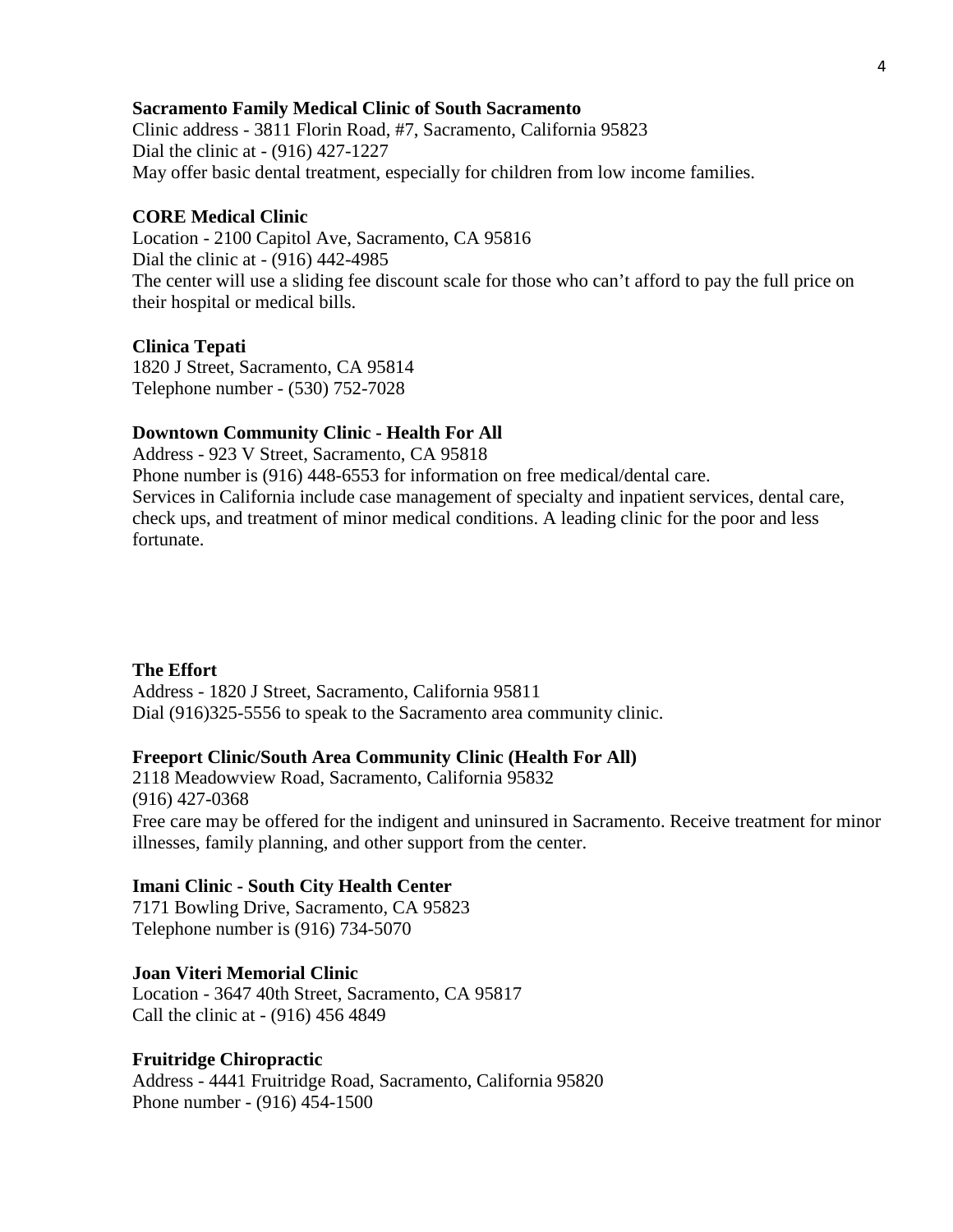**Sacramento Family Medical Clinic of South Sacramento**
Clinic address - 3811 Florin Road, #7, Sacramento, California 95823
Dial the clinic at - (916) 427-1227
May offer basic dental treatment, especially for children from low income families.

**CORE Medical Clinic**
Location - 2100 Capitol Ave, Sacramento, CA 95816
Dial the clinic at - (916) 442-4985
The center will use a sliding fee discount scale for those who can't afford to pay the full price on their hospital or medical bills.

**Clinica Tepati**
1820 J Street, Sacramento, CA 95814
Telephone number - (530) 752-7028

**Downtown Community Clinic - Health For All**
Address - 923 V Street, Sacramento, CA 95818
Phone number is (916) 448-6553 for information on free medical/dental care.
Services in California include case management of specialty and inpatient services, dental care, check ups, and treatment of minor medical conditions. A leading clinic for the poor and less fortunate.

**The Effort**
Address - 1820 J Street, Sacramento, California 95811
Dial (916)325-5556 to speak to the Sacramento area community clinic.

**Freeport Clinic/South Area Community Clinic (Health For All)**
2118 Meadowview Road, Sacramento, California 95832
(916) 427-0368
Free care may be offered for the indigent and uninsured in Sacramento. Receive treatment for minor illnesses, family planning, and other support from the center.

**Imani Clinic - South City Health Center**
7171 Bowling Drive, Sacramento, CA 95823
Telephone number is (916) 734-5070

**Joan Viteri Memorial Clinic**
Location - 3647 40th Street, Sacramento, CA 95817
Call the clinic at - (916) 456 4849

**Fruitridge Chiropractic**
Address - 4441 Fruitridge Road, Sacramento, California 95820
Phone number - (916) 454-1500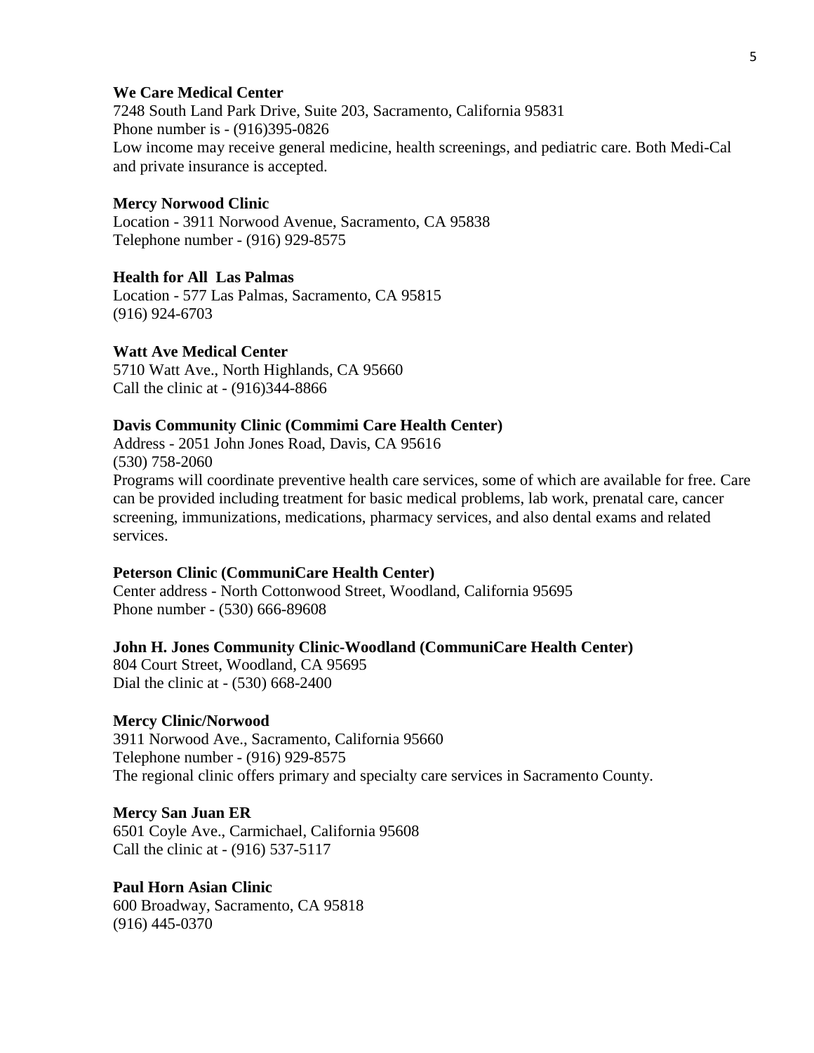**We Care Medical Center**
7248 South Land Park Drive, Suite 203, Sacramento, California 95831
Phone number is - (916)395-0826
Low income may receive general medicine, health screenings, and pediatric care. Both Medi-Cal and private insurance is accepted.

**Mercy Norwood Clinic**
Location - 3911 Norwood Avenue, Sacramento, CA 95838
Telephone number - (916) 929-8575

**Health for All Las Palmas**
Location - 577 Las Palmas, Sacramento, CA 95815
(916) 924-6703

**Watt Ave Medical Center**
5710 Watt Ave., North Highlands, CA 95660
Call the clinic at - (916)344-8866

**Davis Community Clinic (Commimi Care Health Center)**
Address - 2051 John Jones Road, Davis, CA 95616
(530) 758-2060
Programs will coordinate preventive health care services, some of which are available for free. Care can be provided including treatment for basic medical problems, lab work, prenatal care, cancer screening, immunizations, medications, pharmacy services, and also dental exams and related services.

**Peterson Clinic (CommuniCare Health Center)**
Center address - North Cottonwood Street, Woodland, California 95695
Phone number - (530) 666-89608

**John H. Jones Community Clinic-Woodland (CommuniCare Health Center)**
804 Court Street, Woodland, CA 95695
Dial the clinic at - (530) 668-2400

**Mercy Clinic/Norwood**
3911 Norwood Ave., Sacramento, California 95660
Telephone number - (916) 929-8575
The regional clinic offers primary and specialty care services in Sacramento County.

**Mercy San Juan ER**
6501 Coyle Ave., Carmichael, California 95608
Call the clinic at - (916) 537-5117

**Paul Horn Asian Clinic**
600 Broadway, Sacramento, CA 95818
(916) 445-0370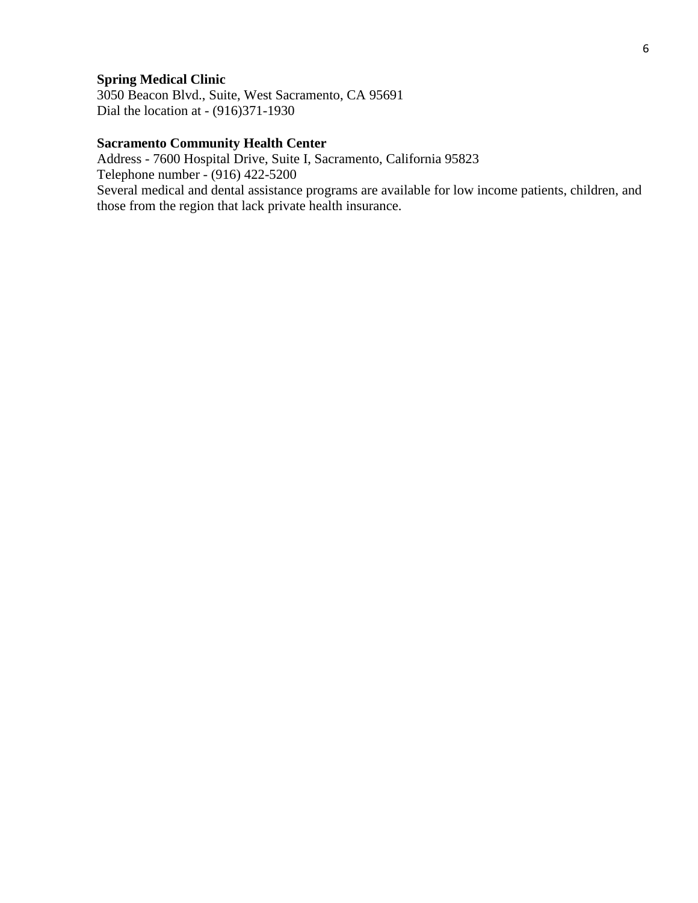**Spring Medical Clinic**
3050 Beacon Blvd., Suite, West Sacramento, CA 95691
Dial the location at - (916)371-1930

**Sacramento Community Health Center**
Address - 7600 Hospital Drive, Suite I, Sacramento, California 95823
Telephone number - (916) 422-5200
Several medical and dental assistance programs are available for low income patients, children, and those from the region that lack private health insurance.